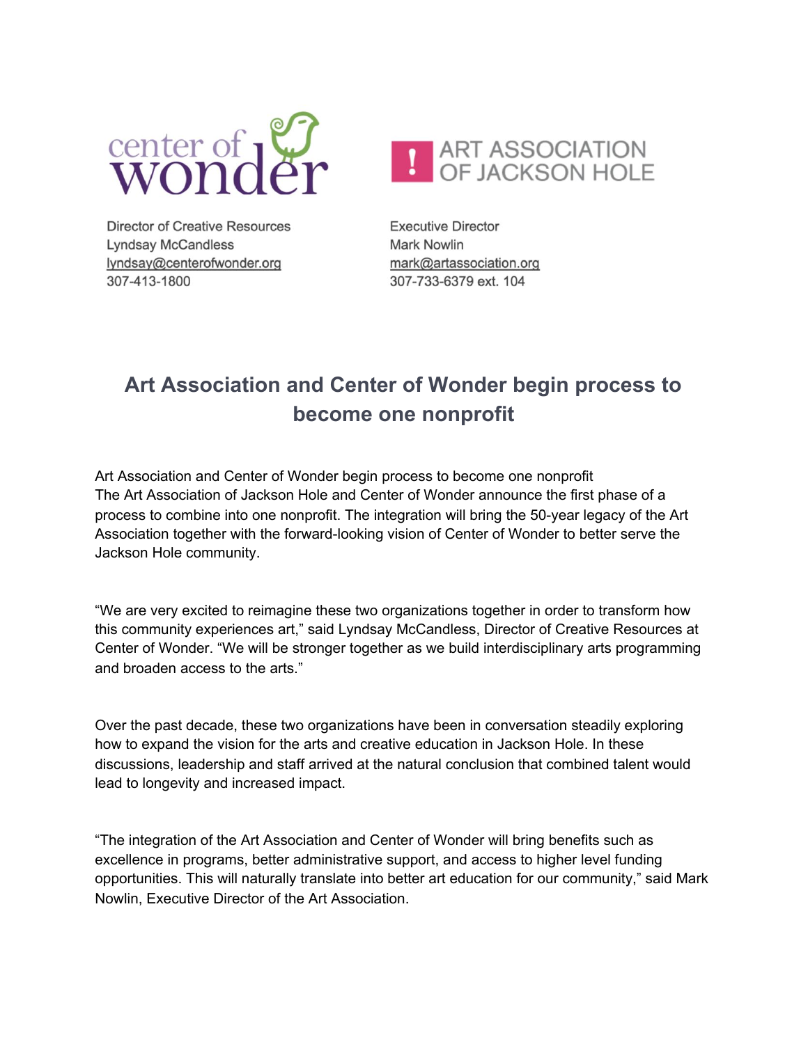center of wonder

Director of Creative Resources
Lyndsay McCandless
lyndsay@centerofwonder.org
307-413-1800

ART ASSOCIATION OF JACKSON HOLE

Executive Director
Mark Nowlin
mark@artassociation.org
307-733-6379 ext. 104

# Art Association and Center of Wonder begin process to become one nonprofit

Art Association and Center of Wonder begin process to become one nonprofit
The Art Association of Jackson Hole and Center of Wonder announce the first phase of a process to combine into one nonprofit. The integration will bring the 50-year legacy of the Art Association together with the forward-looking vision of Center of Wonder to better serve the Jackson Hole community.

"We are very excited to reimagine these two organizations together in order to transform how this community experiences art," said Lyndsay McCandless, Director of Creative Resources at Center of Wonder. "We will be stronger together as we build interdisciplinary arts programming and broaden access to the arts."

Over the past decade, these two organizations have been in conversation steadily exploring how to expand the vision for the arts and creative education in Jackson Hole. In these discussions, leadership and staff arrived at the natural conclusion that combined talent would lead to longevity and increased impact.

"The integration of the Art Association and Center of Wonder will bring benefits such as excellence in programs, better administrative support, and access to higher level funding opportunities. This will naturally translate into better art education for our community," said Mark Nowlin, Executive Director of the Art Association.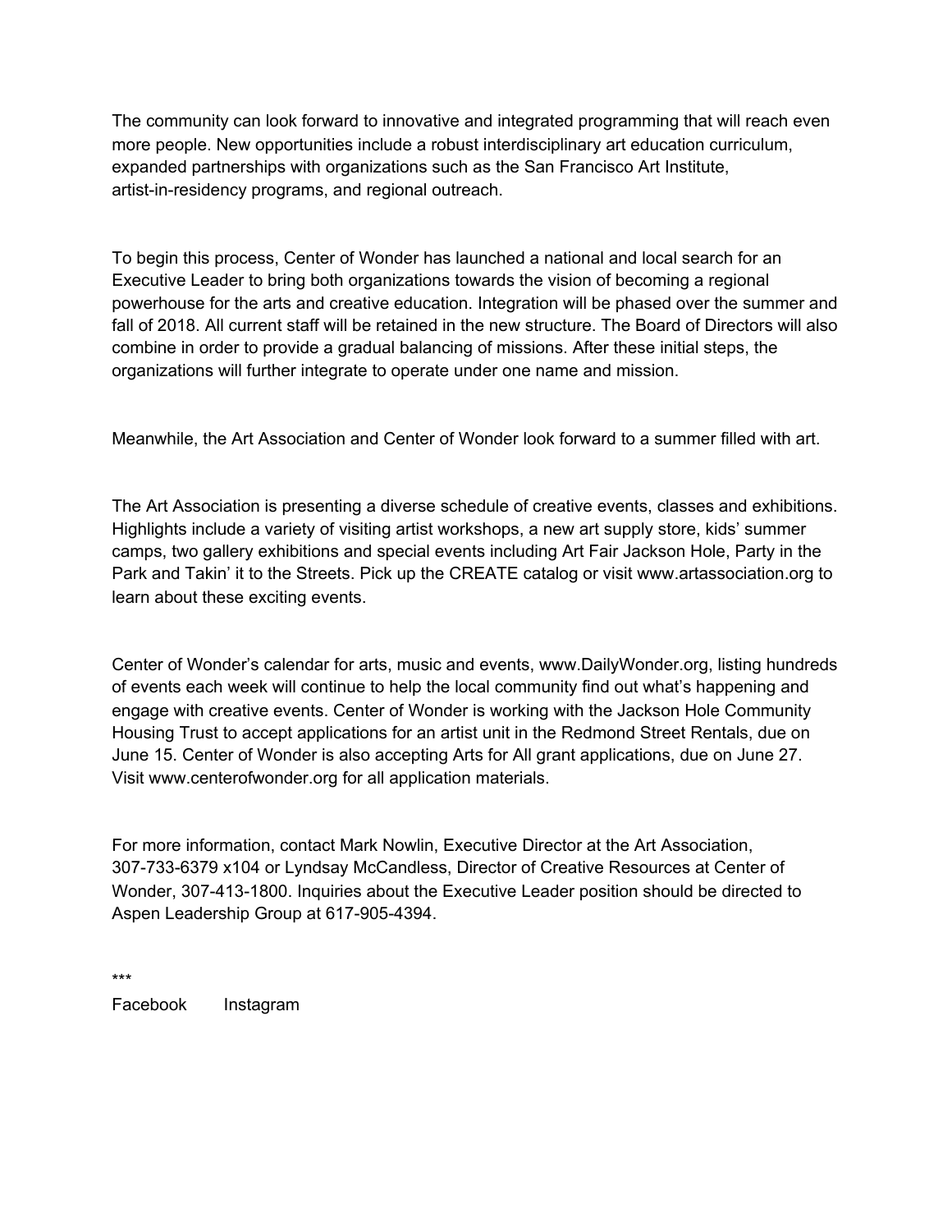The community can look forward to innovative and integrated programming that will reach even more people. New opportunities include a robust interdisciplinary art education curriculum, expanded partnerships with organizations such as the San Francisco Art Institute, artist-in-residency programs, and regional outreach.

To begin this process, Center of Wonder has launched a national and local search for an Executive Leader to bring both organizations towards the vision of becoming a regional powerhouse for the arts and creative education. Integration will be phased over the summer and fall of 2018. All current staff will be retained in the new structure. The Board of Directors will also combine in order to provide a gradual balancing of missions. After these initial steps, the organizations will further integrate to operate under one name and mission.

Meanwhile, the Art Association and Center of Wonder look forward to a summer filled with art.

The Art Association is presenting a diverse schedule of creative events, classes and exhibitions. Highlights include a variety of visiting artist workshops, a new art supply store, kids' summer camps, two gallery exhibitions and special events including Art Fair Jackson Hole, Party in the Park and Takin' it to the Streets. Pick up the CREATE catalog or visit www.artassociation.org to learn about these exciting events.

Center of Wonder's calendar for arts, music and events, www.DailyWonder.org, listing hundreds of events each week will continue to help the local community find out what's happening and engage with creative events. Center of Wonder is working with the Jackson Hole Community Housing Trust to accept applications for an artist unit in the Redmond Street Rentals, due on June 15. Center of Wonder is also accepting Arts for All grant applications, due on June 27. Visit www.centerofwonder.org for all application materials.

For more information, contact Mark Nowlin, Executive Director at the Art Association, 307-733-6379 x104 or Lyndsay McCandless, Director of Creative Resources at Center of Wonder, 307-413-1800. Inquiries about the Executive Leader position should be directed to Aspen Leadership Group at 617-905-4394.

***

Facebook    Instagram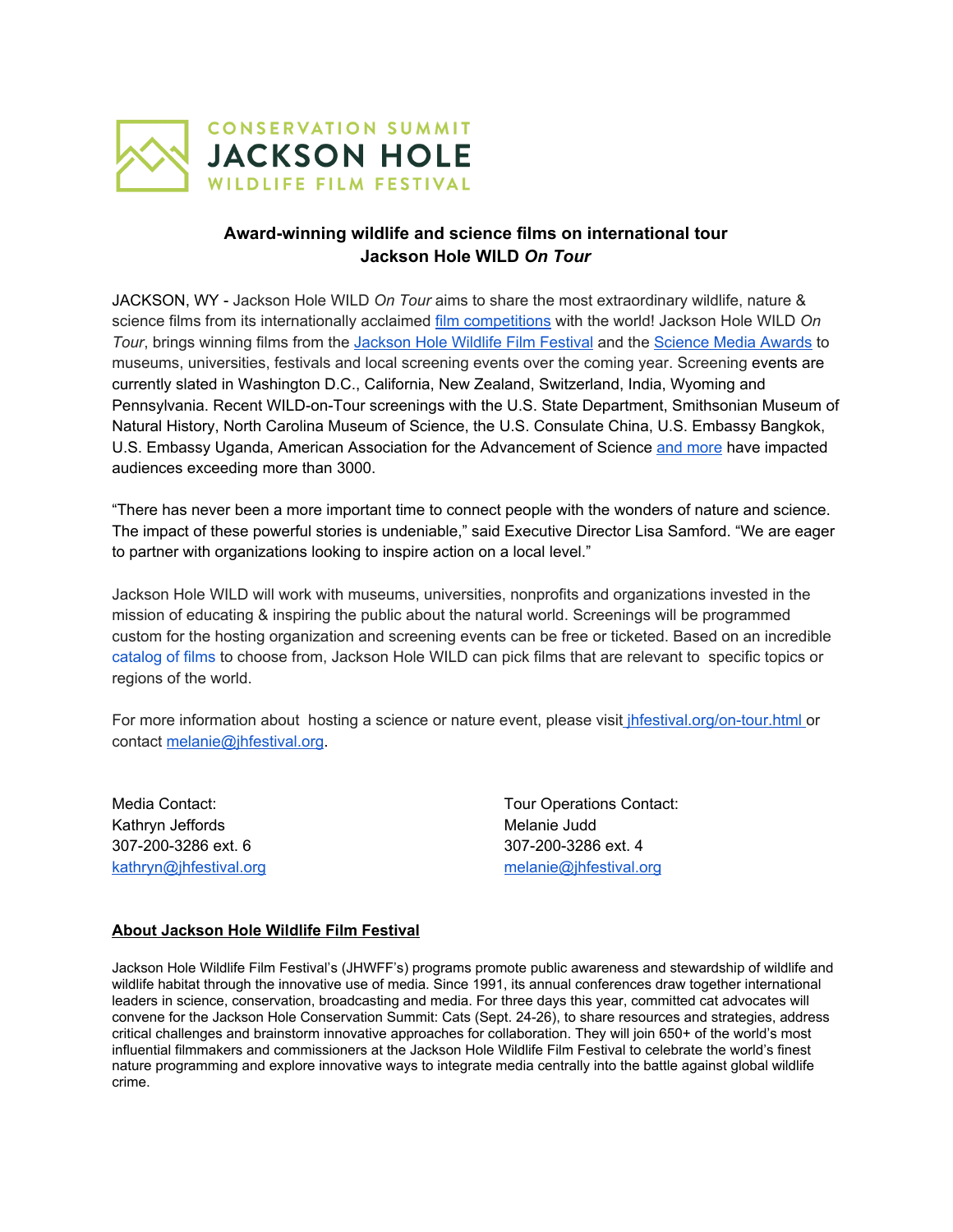CONSERVATION SUMMIT
JACKSON HOLE
WILDLIFE FILM FESTIVAL

## Award-winning wildlife and science films on international tour
## Jackson Hole WILD *On Tour*

JACKSON, WY - Jackson Hole WILD *On Tour* aims to share the most extraordinary wildlife, nature & science films from its internationally acclaimed film competitions with the world! Jackson Hole WILD *On Tour*, brings winning films from the Jackson Hole Wildlife Film Festival and the Science Media Awards to museums, universities, festivals and local screening events over the coming year. Screening events are currently slated in Washington D.C., California, New Zealand, Switzerland, India, Wyoming and Pennsylvania. Recent WILD-on-Tour screenings with the U.S. State Department, Smithsonian Museum of Natural History, North Carolina Museum of Science, the U.S. Consulate China, U.S. Embassy Bangkok, U.S. Embassy Uganda, American Association for the Advancement of Science and more have impacted audiences exceeding more than 3000.

"There has never been a more important time to connect people with the wonders of nature and science. The impact of these powerful stories is undeniable," said Executive Director Lisa Samford. "We are eager to partner with organizations looking to inspire action on a local level."

Jackson Hole WILD will work with museums, universities, nonprofits and organizations invested in the mission of educating & inspiring the public about the natural world. Screenings will be programmed custom for the hosting organization and screening events can be free or ticketed. Based on an incredible catalog of films to choose from, Jackson Hole WILD can pick films that are relevant to specific topics or regions of the world.

For more information about hosting a science or nature event, please visit jhfestival.org/on-tour.html or contact melanie@jhfestival.org.

Media Contact:
Kathryn Jeffords
307-200-3286 ext. 6
kathryn@jhfestival.org

Tour Operations Contact:
Melanie Judd
307-200-3286 ext. 4
melanie@jhfestival.org

**About Jackson Hole Wildlife Film Festival**

Jackson Hole Wildlife Film Festival's (JHWFF's) programs promote public awareness and stewardship of wildlife and wildlife habitat through the innovative use of media. Since 1991, its annual conferences draw together international leaders in science, conservation, broadcasting and media. For three days this year, committed cat advocates will convene for the Jackson Hole Conservation Summit: Cats (Sept. 24-26), to share resources and strategies, address critical challenges and brainstorm innovative approaches for collaboration. They will join 650+ of the world's most influential filmmakers and commissioners at the Jackson Hole Wildlife Film Festival to celebrate the world's finest nature programming and explore innovative ways to integrate media centrally into the battle against global wildlife crime.